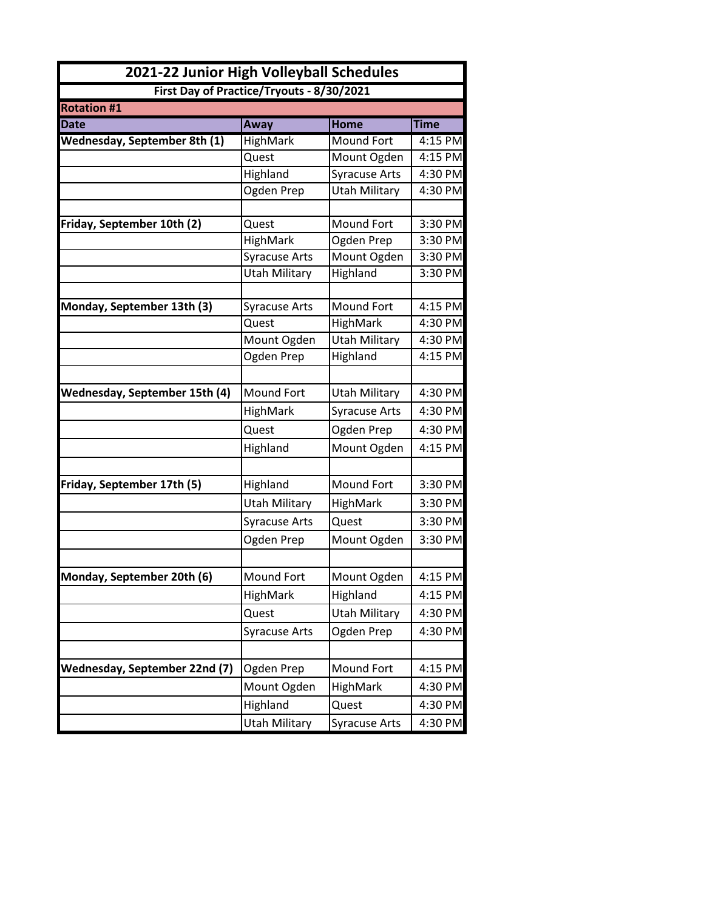# 2021-22 Junior High Volleyball Schedules

## First Day of Practice/Tryouts - 8/30/2021

**Rotation #1**

| Date | Away | Home | Time |
|---|---|---|---|
| **Wednesday, September 8th (1)** | HighMark | Mound Fort | 4:15 PM |
| | Quest | Mount Ogden | 4:15 PM |
| | Highland | Syracuse Arts | 4:30 PM |
| | Ogden Prep | Utah Military | 4:30 PM |
| | | | |
| **Friday, September 10th (2)** | Quest | Mound Fort | 3:30 PM |
| | HighMark | Ogden Prep | 3:30 PM |
| | Syracuse Arts | Mount Ogden | 3:30 PM |
| | Utah Military | Highland | 3:30 PM |
| | | | |
| **Monday, September 13th (3)** | Syracuse Arts | Mound Fort | 4:15 PM |
| | Quest | HighMark | 4:30 PM |
| | Mount Ogden | Utah Military | 4:30 PM |
| | Ogden Prep | Highland | 4:15 PM |
| | | | |
| **Wednesday, September 15th (4)** | Mound Fort | Utah Military | 4:30 PM |
| | HighMark | Syracuse Arts | 4:30 PM |
| | Quest | Ogden Prep | 4:30 PM |
| | Highland | Mount Ogden | 4:15 PM |
| | | | |
| **Friday, September 17th (5)** | Highland | Mound Fort | 3:30 PM |
| | Utah Military | HighMark | 3:30 PM |
| | Syracuse Arts | Quest | 3:30 PM |
| | Ogden Prep | Mount Ogden | 3:30 PM |
| | | | |
| **Monday, September 20th (6)** | Mound Fort | Mount Ogden | 4:15 PM |
| | HighMark | Highland | 4:15 PM |
| | Quest | Utah Military | 4:30 PM |
| | Syracuse Arts | Ogden Prep | 4:30 PM |
| | | | |
| **Wednesday, September 22nd (7)** | Ogden Prep | Mound Fort | 4:15 PM |
| | Mount Ogden | HighMark | 4:30 PM |
| | Highland | Quest | 4:30 PM |
| | Utah Military | Syracuse Arts | 4:30 PM |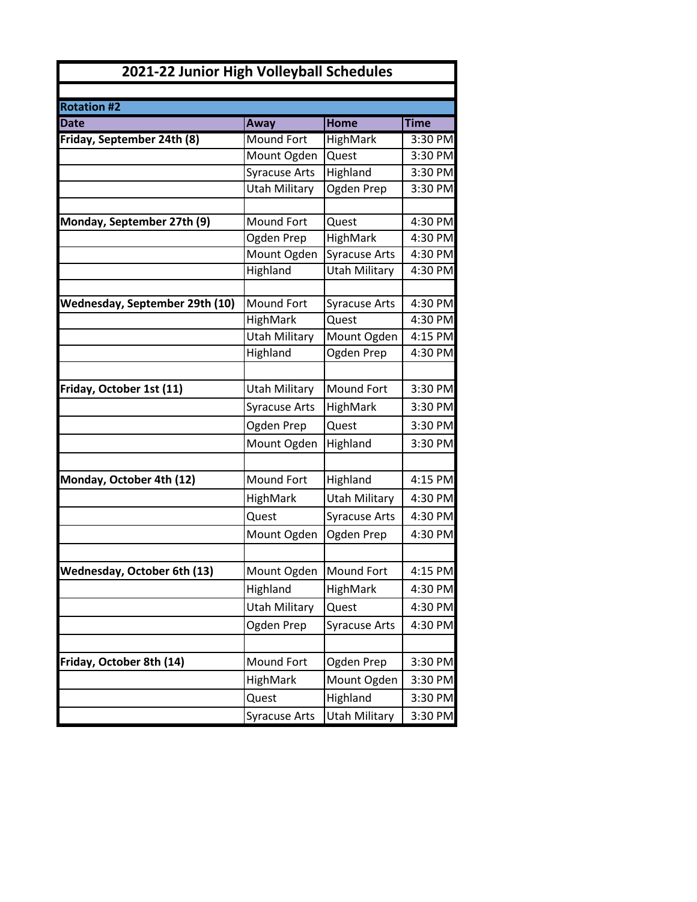# 2021-22 Junior High Volleyball Schedules

**Rotation #2**

| Date | Away | Home | Time |
|---|---|---|---|
| **Friday, September 24th (8)** | Mound Fort | HighMark | 3:30 PM |
| | Mount Ogden | Quest | 3:30 PM |
| | Syracuse Arts | Highland | 3:30 PM |
| | Utah Military | Ogden Prep | 3:30 PM |
| | | | |
| **Monday, September 27th (9)** | Mound Fort | Quest | 4:30 PM |
| | Ogden Prep | HighMark | 4:30 PM |
| | Mount Ogden | Syracuse Arts | 4:30 PM |
| | Highland | Utah Military | 4:30 PM |
| | | | |
| **Wednesday, September 29th (10)** | Mound Fort | Syracuse Arts | 4:30 PM |
| | HighMark | Quest | 4:30 PM |
| | Utah Military | Mount Ogden | 4:15 PM |
| | Highland | Ogden Prep | 4:30 PM |
| | | | |
| **Friday, October 1st (11)** | Utah Military | Mound Fort | 3:30 PM |
| | Syracuse Arts | HighMark | 3:30 PM |
| | Ogden Prep | Quest | 3:30 PM |
| | Mount Ogden | Highland | 3:30 PM |
| | | | |
| **Monday, October 4th (12)** | Mound Fort | Highland | 4:15 PM |
| | HighMark | Utah Military | 4:30 PM |
| | Quest | Syracuse Arts | 4:30 PM |
| | Mount Ogden | Ogden Prep | 4:30 PM |
| | | | |
| **Wednesday, October 6th (13)** | Mount Ogden | Mound Fort | 4:15 PM |
| | Highland | HighMark | 4:30 PM |
| | Utah Military | Quest | 4:30 PM |
| | Ogden Prep | Syracuse Arts | 4:30 PM |
| | | | |
| **Friday, October 8th (14)** | Mound Fort | Ogden Prep | 3:30 PM |
| | HighMark | Mount Ogden | 3:30 PM |
| | Quest | Highland | 3:30 PM |
| | Syracuse Arts | Utah Military | 3:30 PM |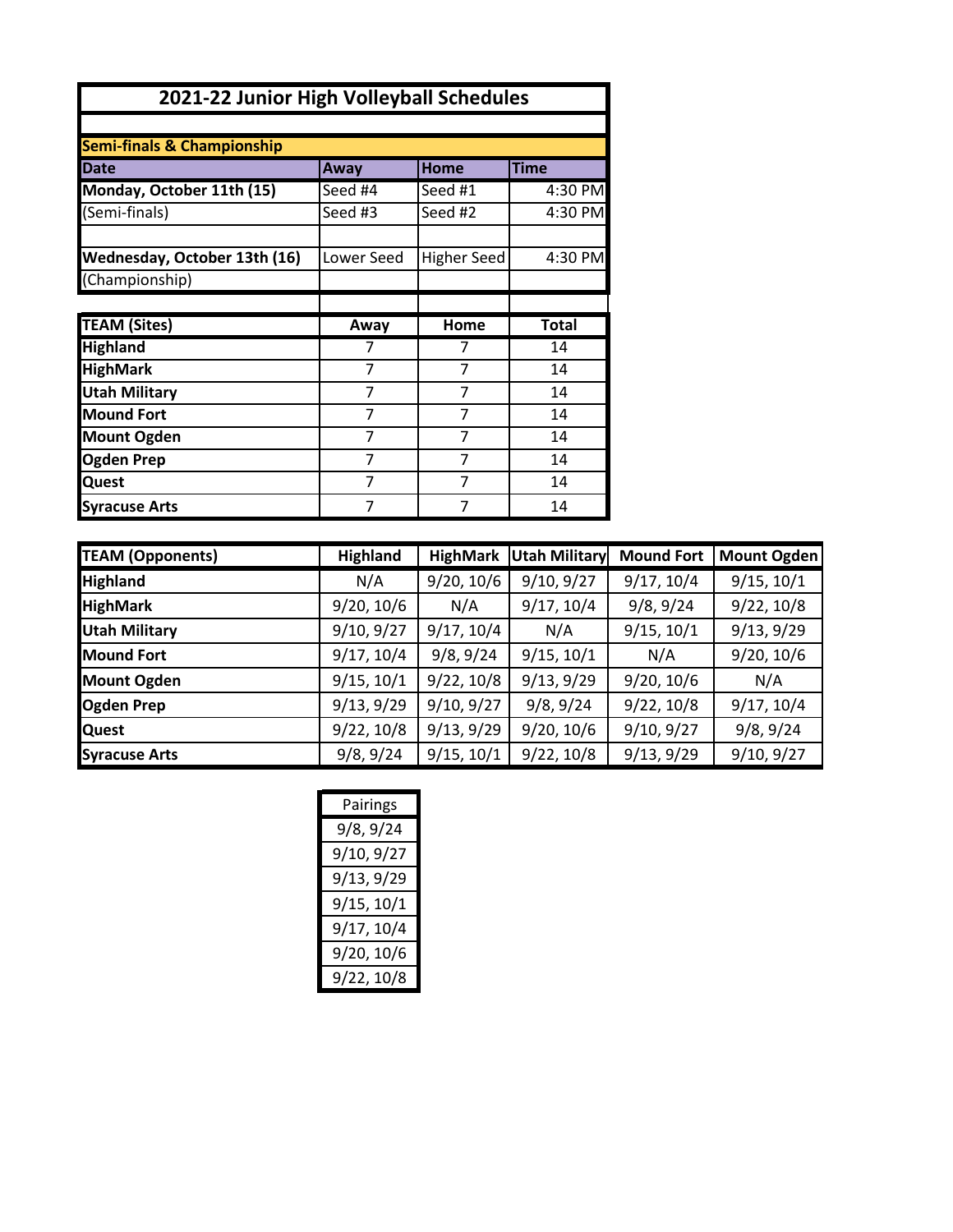# 2021-22 Junior High Volleyball Schedules

| Semi-finals & Championship | | | |
|---|---|---|---|
| **Date** | **Away** | **Home** | **Time** |
| **Monday, October 11th (15)** | Seed #4 | Seed #1 | 4:30 PM |
| (Semi-finals) | Seed #3 | Seed #2 | 4:30 PM |
| | | | |
| **Wednesday, October 13th (16)** | Lower Seed | Higher Seed | 4:30 PM |
| (Championship) | | | |

| TEAM (Sites) | Away | Home | Total |
|---|---|---|---|
| Highland | 7 | 7 | 14 |
| HighMark | 7 | 7 | 14 |
| Utah Military | 7 | 7 | 14 |
| Mound Fort | 7 | 7 | 14 |
| Mount Ogden | 7 | 7 | 14 |
| Ogden Prep | 7 | 7 | 14 |
| Quest | 7 | 7 | 14 |
| Syracuse Arts | 7 | 7 | 14 |

| TEAM (Opponents) | Highland | HighMark | Utah Military | Mound Fort | Mount Ogden |
|---|---|---|---|---|---|
| Highland | N/A | 9/20, 10/6 | 9/10, 9/27 | 9/17, 10/4 | 9/15, 10/1 |
| HighMark | 9/20, 10/6 | N/A | 9/17, 10/4 | 9/8, 9/24 | 9/22, 10/8 |
| Utah Military | 9/10, 9/27 | 9/17, 10/4 | N/A | 9/15, 10/1 | 9/13, 9/29 |
| Mound Fort | 9/17, 10/4 | 9/8, 9/24 | 9/15, 10/1 | N/A | 9/20, 10/6 |
| Mount Ogden | 9/15, 10/1 | 9/22, 10/8 | 9/13, 9/29 | 9/20, 10/6 | N/A |
| Ogden Prep | 9/13, 9/29 | 9/10, 9/27 | 9/8, 9/24 | 9/22, 10/8 | 9/17, 10/4 |
| Quest | 9/22, 10/8 | 9/13, 9/29 | 9/20, 10/6 | 9/10, 9/27 | 9/8, 9/24 |
| Syracuse Arts | 9/8, 9/24 | 9/15, 10/1 | 9/22, 10/8 | 9/13, 9/29 | 9/10, 9/27 |

| Pairings |
|---|
| 9/8, 9/24 |
| 9/10, 9/27 |
| 9/13, 9/29 |
| 9/15, 10/1 |
| 9/17, 10/4 |
| 9/20, 10/6 |
| 9/22, 10/8 |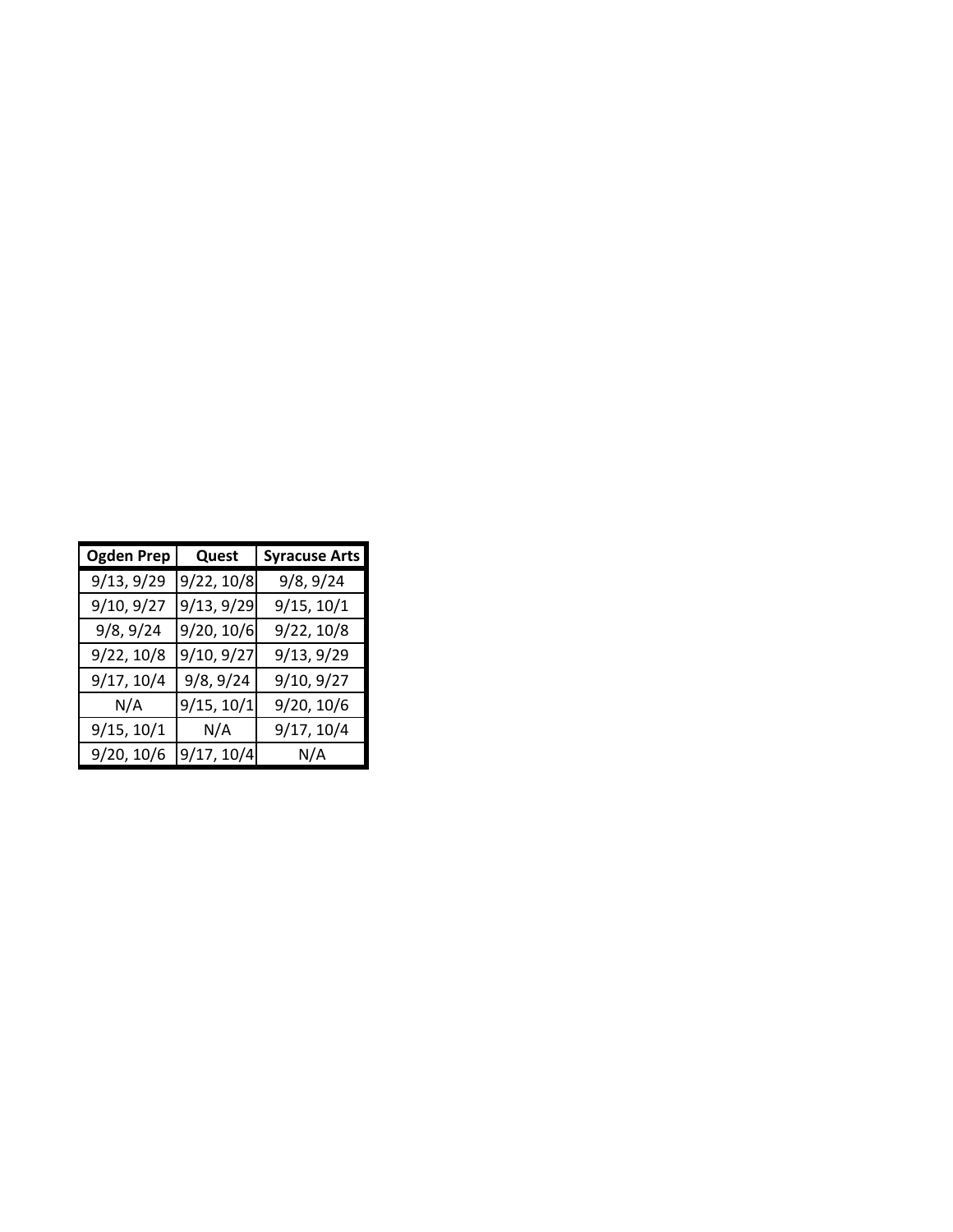| Ogden Prep | Quest | Syracuse Arts |
|---|---|---|
| 9/13, 9/29 | 9/22, 10/8 | 9/8, 9/24 |
| 9/10, 9/27 | 9/13, 9/29 | 9/15, 10/1 |
| 9/8, 9/24 | 9/20, 10/6 | 9/22, 10/8 |
| 9/22, 10/8 | 9/10, 9/27 | 9/13, 9/29 |
| 9/17, 10/4 | 9/8, 9/24 | 9/10, 9/27 |
| N/A | 9/15, 10/1 | 9/20, 10/6 |
| 9/15, 10/1 | N/A | 9/17, 10/4 |
| 9/20, 10/6 | 9/17, 10/4 | N/A |